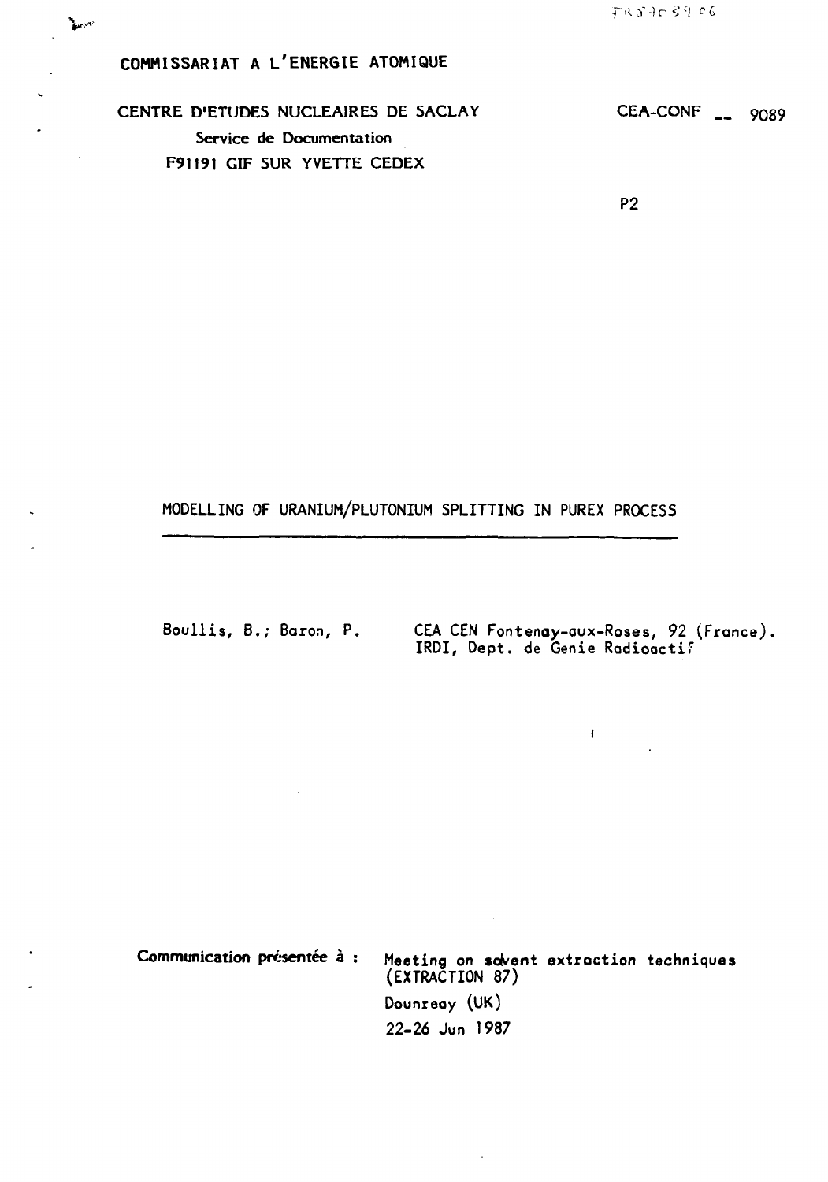FR8700906

COMMISSARIAT A L'ENERGIE ATOMIQUE

CENTRE D'ETUDES NUCLEAIRES DE SACLAY

Service de Documentation

F91191 GIF SUR YVETTE CEDEX

CEA-CONF -- 9089

P2

# MODELLING OF URANIUM/PLUTONIUM SPLITTING IN PUREX PROCESS

Boullis, B.; Baron, P.

CEA CEN Fontenay-aux-Roses, 92 (France).
IRDI, Dept. de Genie Radioactif

**Communication présentée à :** Meeting on solvent extraction techniques (EXTRACTION 87)

Dounreay (UK)

22-26 Jun 1987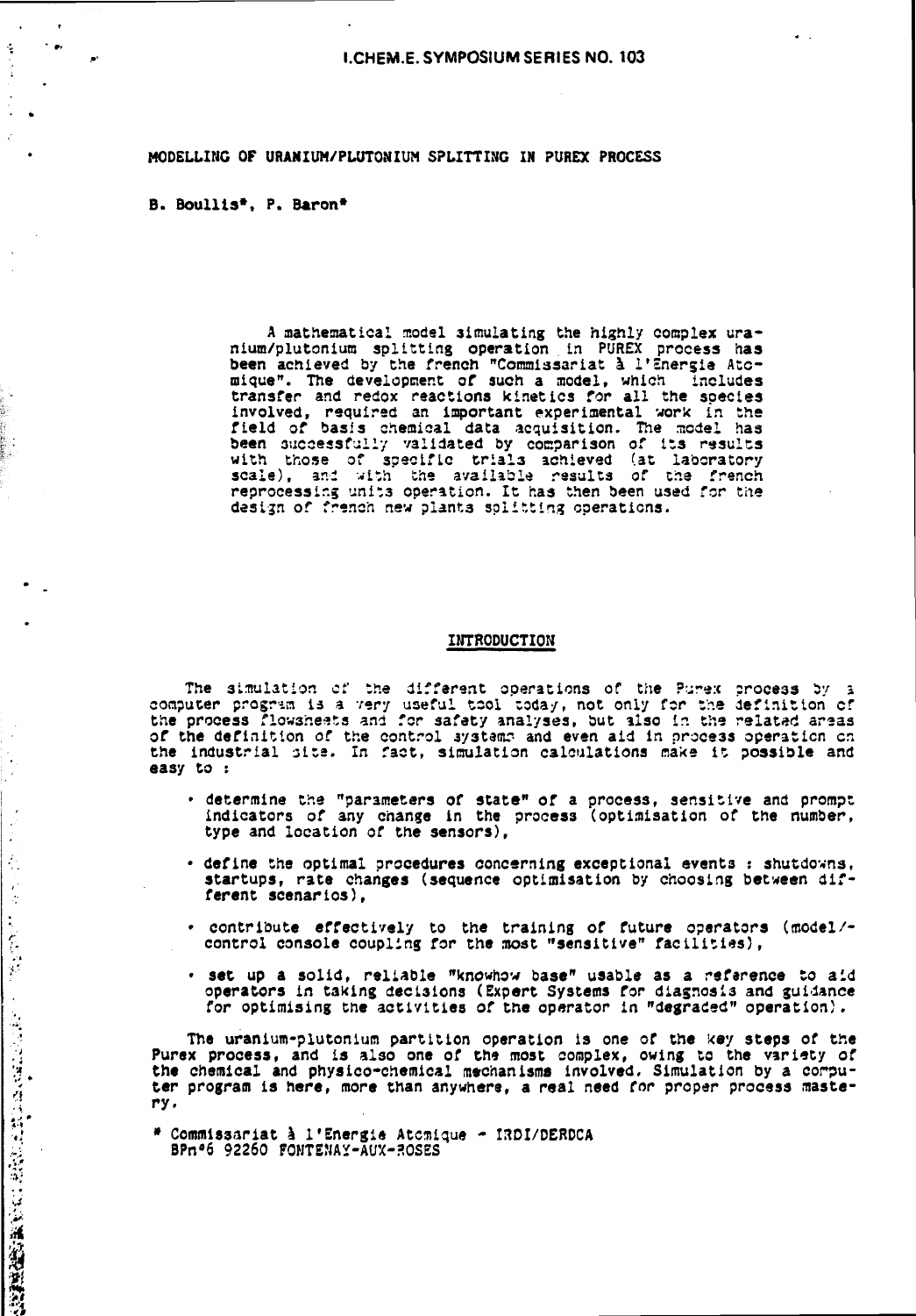# MODELLING OF URANIUM/PLUTONIUM SPLITTING IN PUREX PROCESS

B. Boullis*, P. Baron*

> A mathematical model simulating the highly complex uranium/plutonium splitting operation in PUREX process has been achieved by the french "Commissariat à l'Energie Atomique". The development of such a model, which includes transfer and redox reactions kinetics for all the species involved, required an important experimental work in the field of basis chemical data acquisition. The model has been successfully validated by comparison of its results with those of specific trials achieved (at laboratory scale), and with the available results of the french reprocessing units operation. It has then been used for the design of french new plants splitting operations.

## INTRODUCTION

The simulation of the different operations of the Purex process by a computer program is a very useful tool today, not only for the definition of the process flowsheets and for safety analyses, but also in the related areas of the definition of the control systems and even aid in process operation on the industrial site. In fact, simulation calculations make it possible and easy to :

- determine the "parameters of state" of a process, sensitive and prompt indicators of any change in the process (optimisation of the number, type and location of the sensors),
- define the optimal procedures concerning exceptional events : shutdowns, startups, rate changes (sequence optimisation by choosing between different scenarios),
- contribute effectively to the training of future operators (model/control console coupling for the most "sensitive" facilities),
- set up a solid, reliable "knowhow base" usable as a reference to aid operators in taking decisions (Expert Systems for diagnosis and guidance for optimising the activities of the operator in "degraded" operation).

The uranium-plutonium partition operation is one of the key steps of the Purex process, and is also one of the most complex, owing to the variety of the chemical and physico-chemical mechanisms involved. Simulation by a computer program is here, more than anywhere, a real need for proper process mastery.

\* Commissariat à l'Energie Atomique - IRDI/DERDCA BP n°6 92260 FONTENAY-AUX-ROSES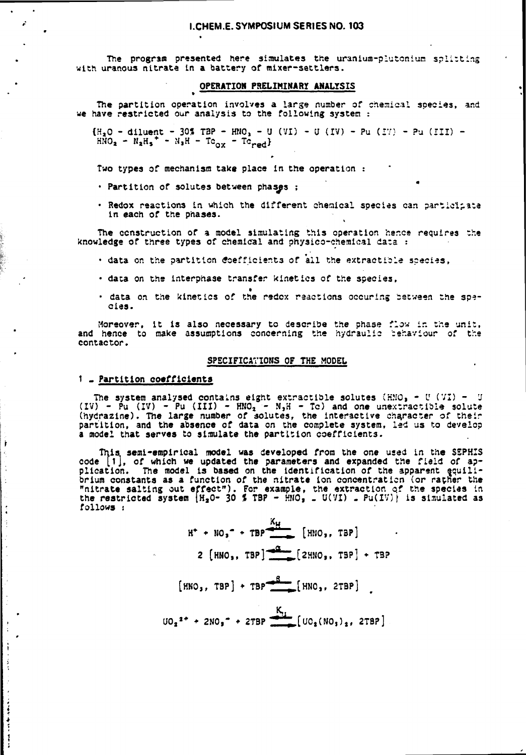The program presented here simulates the uranium-plutonium splitting with uranous nitrate in a battery of mixer-settlers.

## OPERATION PRELIMINARY ANALYSIS

The partition operation involves a large number of chemical species, and we have restricted our analysis to the following system :

$\{H_2O$ - diluent - 30% TBP - $HNO_3$ - U (VI) - U (IV) - Pu (IV) - Pu (III) - $HNO_2$ - $N_2H_5^+$ - $N_3H$ - $Tc_{ox}$ - $Tc_{red}\}$

Two types of mechanism take place in the operation :

- Partition of solutes between phases ;
- Redox reactions in which the different chemical species can participate in each of the phases.

The construction of a model simulating this operation hence requires the knowledge of three types of chemical and physico-chemical data :

- data on the partition coefficients of all the extractible species,
- data on the interphase transfer kinetics of the species,
- data on the kinetics of the redox reactions occuring between the species.

Moreover, it is also necessary to describe the phase flow in the unit, and hence to make assumptions concerning the hydraulic behaviour of the contactor.

## SPECIFICATIONS OF THE MODEL

### 1 - Partition coefficients

The system analysed contains eight extractible solutes ($HNO_3$ - U (VI) - U (IV) - Pu (IV) - Pu (III) - $HNO_2$ - $N_3H$ - Tc) and one unextractible solute (hydrazine). The large number of solutes, the interactive character of their partition, and the absence of data on the complete system, led us to develop a model that serves to simulate the partition coefficients.

This semi-empirical model was developed from the one used in the SEPHIS code [1], of which we updated the parameters and expanded the field of application. The model is based on the identification of the apparent equilibrium constants as a function of the nitrate ion concentration (or rather the "nitrate salting out effect"). For example, the extraction of the species in the restricted system $\{H_2O$ - 30 % TBP - $HNO_3$ - U(VI) - Pu(IV)$\}$ is simulated as follows :

$$H^+ + NO_3^- + TBP \xrightleftharpoons{K_H} [HNO_3,\ TBP]$$

$$2\ [HNO_3,\ TBP] \xrightleftharpoons{\alpha} [2HNO_3,\ TBP] + TBP$$

$$[HNO_3,\ TBP] + TBP \xrightleftharpoons{\beta} [HNO_3,\ 2TBP]$$

$$UO_2^{2+} + 2NO_3^- + 2TBP \xrightleftharpoons{K_U} [UO_2(NO_3)_2,\ 2TBP]$$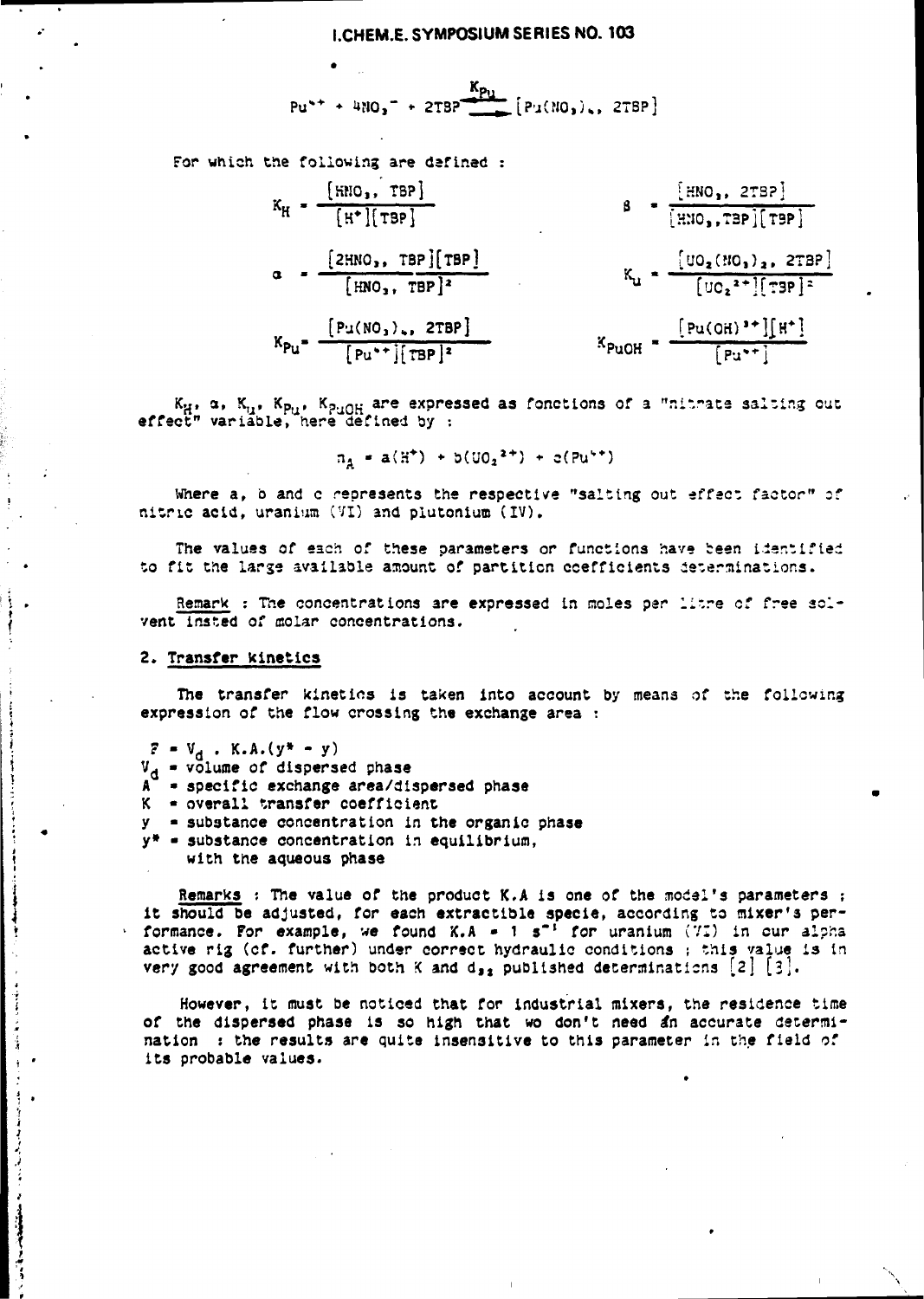$$Pu^{4+} + 4NO_3^- + 2TBP \xrightarrow{K_{Pu}} [Pu(NO_3)_4,\ 2TBP]$$

For which the following are defined :

$$K_H = \frac{[HNO_3,\ TBP]}{[H^+][TBP]} \qquad \beta = \frac{[HNO_3,\ 2TBP]}{[HNO_3,TBP][TBP]}$$

$$\alpha = \frac{[2HNO_3,\ TBP][TBP]}{[HNO_3,\ TBP]^2} \qquad K_u = \frac{[UO_2(NO_3)_2,\ 2TBP]}{[UO_2^{2+}][TBP]^2}$$

$$K_{Pu} = \frac{[Pu(NO_3)_4,\ 2TBP]}{[Pu^{4+}][TBP]^2} \qquad K_{PuOH} = \frac{[Pu(OH)^{3+}][H^+]}{[Pu^{4+}]}$$

$K_H$, $\alpha$, $K_u$, $K_{Pu}$, $K_{PuOH}$ are expressed as fonctions of a "nitrate salting out effect" variable, here defined by :

$$n_A = a(H^+) + b(UO_2^{2+}) + c(Pu^{4+})$$

Where a, b and c represents the respective "salting out effect factor" of nitric acid, uranium (VI) and plutonium (IV).

The values of each of these parameters or functions have been identified to fit the large available amount of partition coefficients determinations.

Remark : The concentrations are expressed in moles per litre of free solvent insted of molar concentrations.

## 2. Transfer kinetics

The transfer kinetics is taken into account by means of the following expression of the flow crossing the exchange area :

$F = V_d \cdot K.A.(y^* - y)$
$V_d$ = volume of dispersed phase
A = specific exchange area/dispersed phase
K = overall transfer coefficient
y = substance concentration in the organic phase
$y^*$ = substance concentration in equilibrium, with the aqueous phase

Remarks : The value of the product K.A is one of the model's parameters ; it should be adjusted, for each extractible specie, according to mixer's performance. For example, we found $K.A = 1\ s^{-1}$ for uranium (VI) in our alpha active rig (cf. further) under correct hydraulic conditions ; this value is in very good agreement with both K and $d_{32}$ published determinations [2] [3].

However, it must be noticed that for industrial mixers, the residence time of the dispersed phase is so high that wo don't need an accurate determination : the results are quite insensitive to this parameter in the field of its probable values.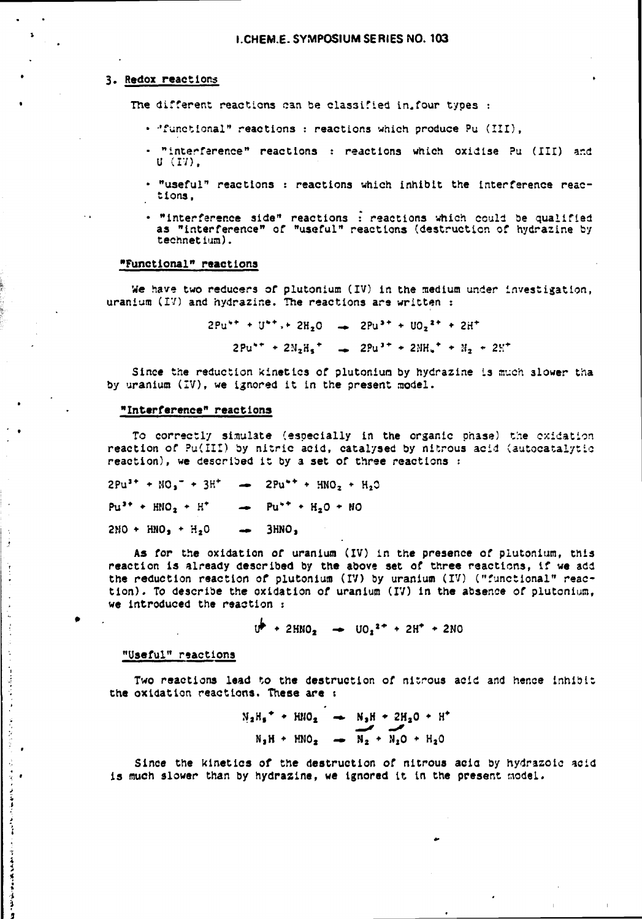## 3. Redox reactions

The different reactions can be classified in four types :

- "functional" reactions : reactions which produce Pu (III),
- "interference" reactions : reactions which oxidise Pu (III) and U (IV),
- "useful" reactions : reactions which inhibit the interference reactions,
- "interference side" reactions : reactions which could be qualified as "interference" of "useful" reactions (destruction of hydrazine by technetium).

### "Functional" reactions

We have two reducers of plutonium (IV) in the medium under investigation, uranium (IV) and hydrazine. The reactions are written :

$$2Pu^{4+} + U^{4+} + 2H_2O \rightarrow 2Pu^{3+} + UO_2^{2+} + 2H^+$$

$$2Pu^{4+} + 2N_2H_5^+ \rightarrow 2Pu^{3+} + 2NH_4^+ + N_2 + 2H^+$$

Since the reduction kinetics of plutonium by hydrazine is much slower tha by uranium (IV), we ignored it in the present model.

### "Interference" reactions

To correctly simulate (especially in the organic phase) the oxidation reaction of Pu(III) by nitric acid, catalysed by nitrous acid (autocatalytic reaction), we described it by a set of three reactions :

$$2Pu^{3+} + NO_3^- + 3H^+ \rightarrow 2Pu^{4+} + HNO_2 + H_2O$$

$$Pu^{3+} + HNO_2 + H^+ \rightarrow Pu^{4+} + H_2O + NO$$

$$2NO + HNO_3 + H_2O \rightarrow 3HNO_2$$

As for the oxidation of uranium (IV) in the presence of plutonium, this reaction is already described by the above set of three reactions, if we add the reduction reaction of plutonium (IV) by uranium (IV) ("functional" reaction). To describe the oxidation of uranium (IV) in the absence of plutonium, we introduced the reaction :

$$U^{4+} + 2HNO_2 \rightarrow UO_2^{2+} + 2H^+ + 2NO$$

### "Useful" reactions

Two reactions lead to the destruction of nitrous acid and hence inhibit the oxidation reactions. These are :

$$N_2H_5^+ + HNO_2 \rightarrow N_3H + 2H_2O + H^+$$

$$N_3H + HNO_2 \rightarrow N_2 + N_2O + H_2O$$

Since the kinetics of the destruction of nitrous acid by hydrazoic acid is much slower than by hydrazine, we ignored it in the present model.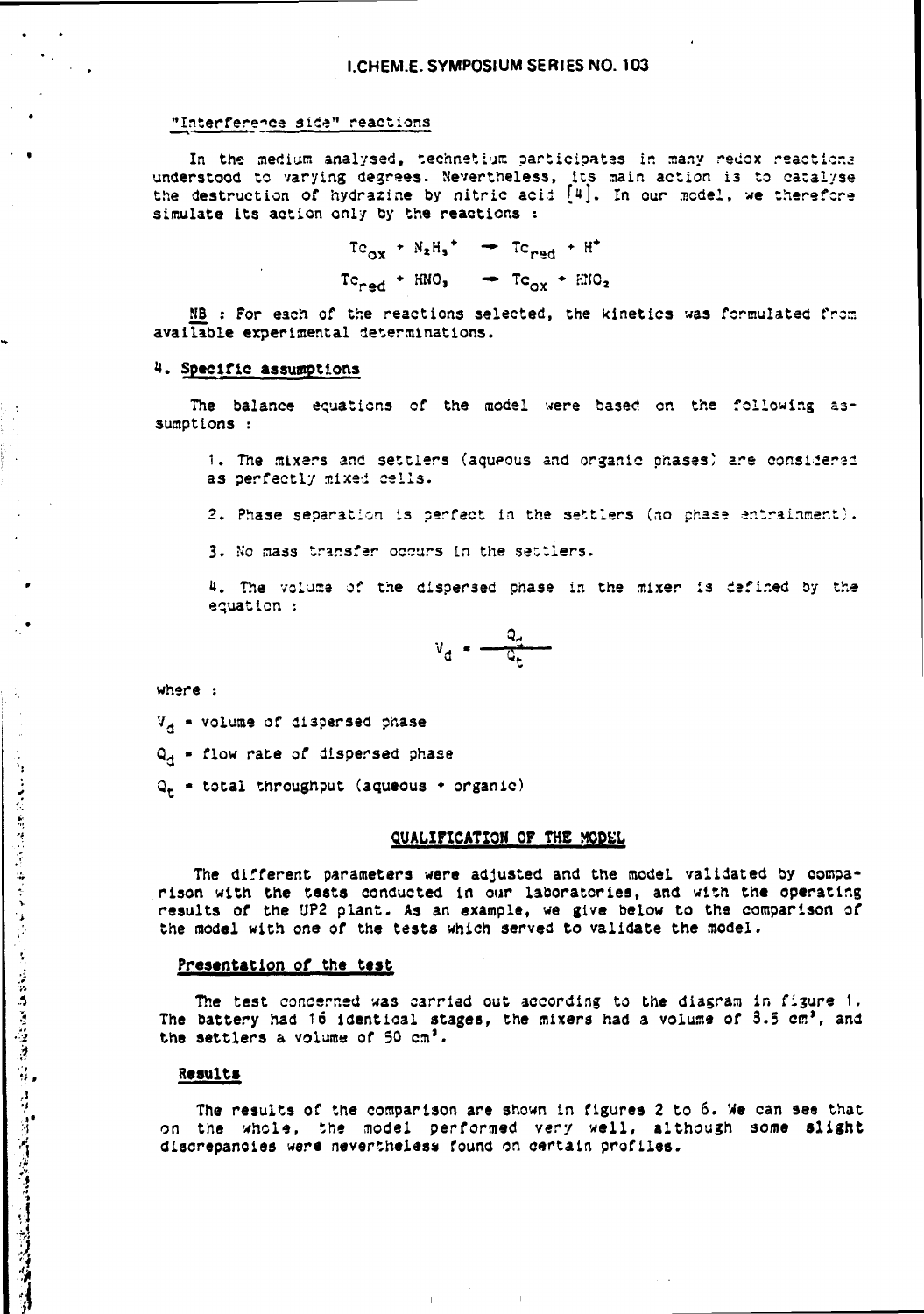#### "Interference side" reactions

In the medium analysed, technetium participates in many redox reactions understood to varying degrees. Nevertheless, its main action is to catalyse the destruction of hydrazine by nitric acid [4]. In our model, we therefore simulate its action only by the reactions :

$$Tc_{ox} + N_2H_5^+ \rightarrow Tc_{red} + H^+$$

$$Tc_{red} + HNO_3 \rightarrow Tc_{ox} + HNO_2$$

<u>NB</u> : For each of the reactions selected, the kinetics was formulated from available experimental determinations.

## 4. Specific assumptions

The balance equations of the model were based on the following assumptions :

1. The mixers and settlers (aqueous and organic phases) are considered as perfectly mixed cells.

2. Phase separation is perfect in the settlers (no phase entrainment).

3. No mass transfer occurs in the settlers.

4. The volume of the dispersed phase in the mixer is defined by the equation :

$$V_d = \frac{Q_d}{Q_t}$$

where :

$V_d$ = volume of dispersed phase

$Q_d$ = flow rate of dispersed phase

$Q_t$ = total throughput (aqueous + organic)

## QUALIFICATION OF THE MODEL

The different parameters were adjusted and the model validated by comparison with the tests conducted in our laboratories, and with the operating results of the UP2 plant. As an example, we give below to the comparison of the model with one of the tests which served to validate the model.

### Presentation of the test

The test concerned was carried out according to the diagram in figure 1. The battery had 16 identical stages, the mixers had a volume of 3.5 $cm^3$, and the settlers a volume of 50 $cm^3$.

### Results

The results of the comparison are shown in figures 2 to 6. We can see that on the whole, the model performed very well, although some slight discrepancies were nevertheless found on certain profiles.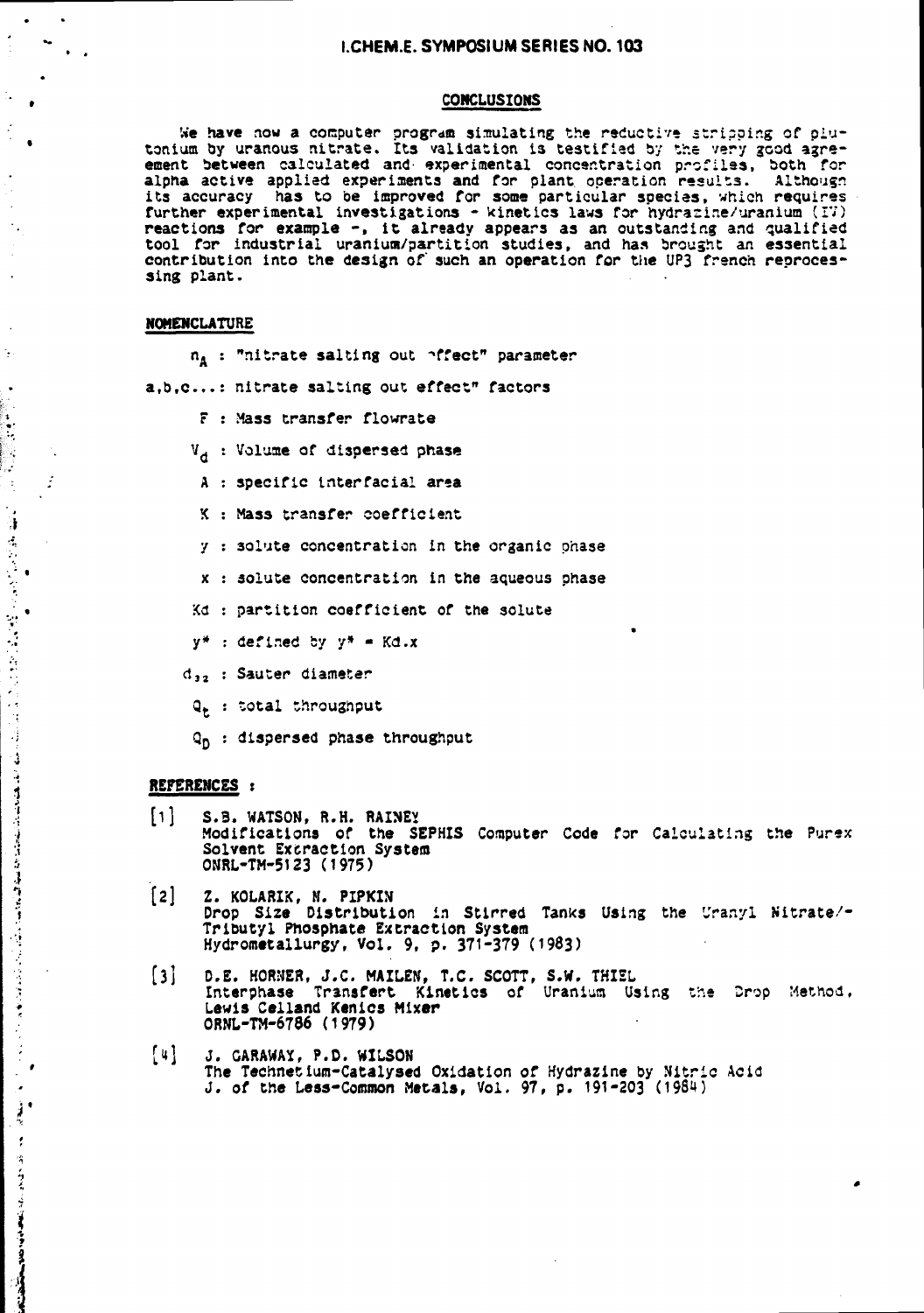## CONCLUSIONS

We have now a computer program simulating the reductive stripping of plutonium by uranous nitrate. Its validation is testified by the very good agreement between calculated and experimental concentration profiles, both for alpha active applied experiments and for plant operation results. Although its accuracy has to be improved for some particular species, which requires further experimental investigations - kinetics laws for hydrazine/uranium (IV) reactions for example -, it already appears as an outstanding and qualified tool for industrial uranium/partition studies, and has brought an essential contribution into the design of such an operation for the UP3 french reprocessing plant.

## NOMENCLATURE

$n_A$ : "nitrate salting out effect" parameter

a,b,c...: nitrate salting out effect" factors

F : Mass transfer flowrate

$V_d$ : Volume of dispersed phase

A : specific interfacial area

K : Mass transfer coefficient

y : solute concentration in the organic phase

x : solute concentration in the aqueous phase

Kd : partition coefficient of the solute

$y^*$ : defined by $y^* = Kd.x$

$d_{32}$ : Sauter diameter

$Q_t$ : total throughput

$Q_D$ : dispersed phase throughput

## REFERENCES :

[1] S.B. WATSON, R.H. RAINEY
Modifications of the SEPHIS Computer Code for Calculating the Purex Solvent Extraction System
ONRL-TM-5123 (1975)

[2] Z. KOLARIK, N. PIPKIN
Drop Size Distribution in Stirred Tanks Using the Uranyl Nitrate/-Tributyl Phosphate Extraction System
Hydrometallurgy, Vol. 9, p. 371-379 (1983)

[3] D.E. HORNER, J.C. MAILEN, T.C. SCOTT, S.W. THIEL
Interphase Transfert Kinetics of Uranium Using the Drop Method, Lewis Celland Kenics Mixer
ORNL-TM-6786 (1979)

[4] J. GARAWAY, P.D. WILSON
The Technetium-Catalysed Oxidation of Hydrazine by Nitric Acid
J. of the Less-Common Metals, Vol. 97, p. 191-203 (1984)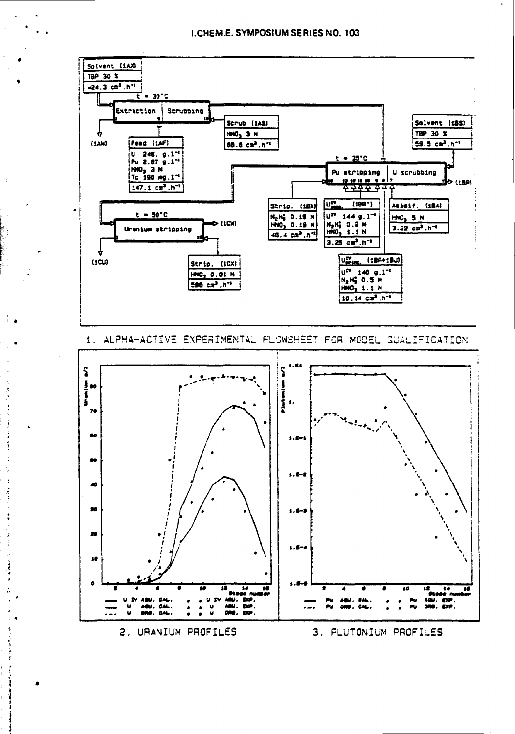1. ALPHA-ACTIVE EXPERIMENTAL FLOWSHEET FOR MODEL QUALIFICATION

2. URANIUM PROFILES

3. PLUTONIUM PROFILES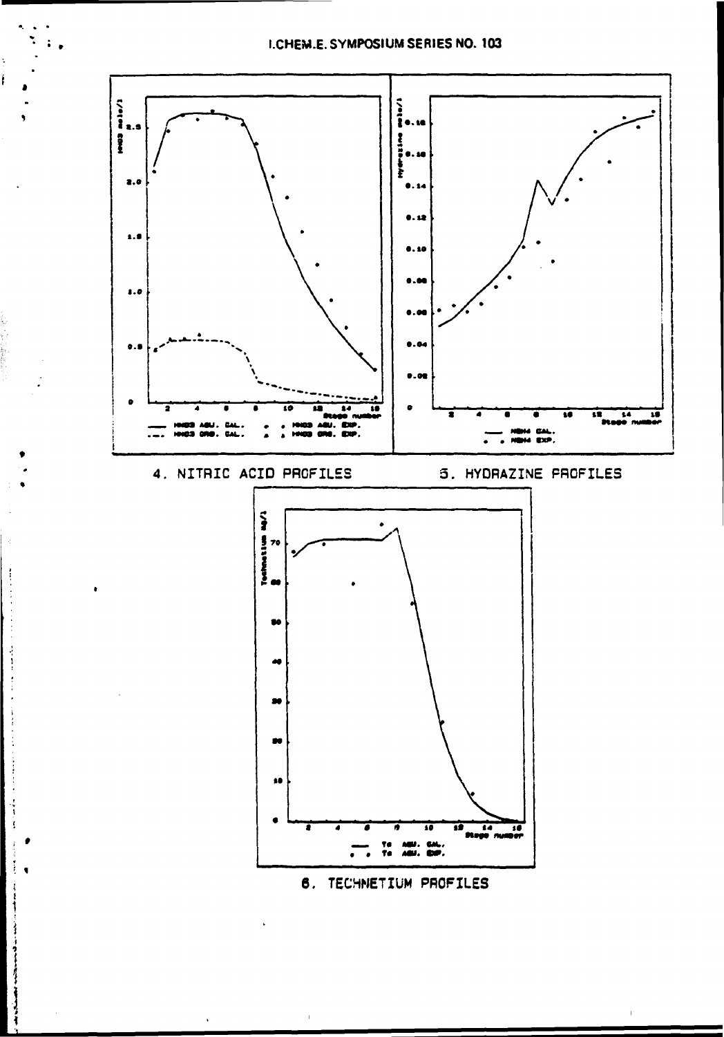HNO3 mole/l

2.5

2.0

1.5

1.0

0.5

0

2 4 6 8 10 12 14 16

Stage number

HNO3 AQU. CAL. • • HNO3 AQU. EXP.

HNO3 ORG. CAL. ▲ ▲ HNO3 ORG. EXP.

4. NITRIC ACID PROFILES

Hydrazine mole/l

0.18

0.16

0.14

0.12

0.10

0.08

0.06

0.04

0.02

0

2 4 6 8 10 12 14 16

Stage number

N2H4 CAL.

• • N2H4 EXP.

5. HYDRAZINE PROFILES

Technetium mg/l

70

60

50

40

30

20

10

0

2 4 6 8 10 12 14 16

Stage number

Tc AQU. CAL.

• • Tc AQU. EXP.

6. TECHNETIUM PROFILES